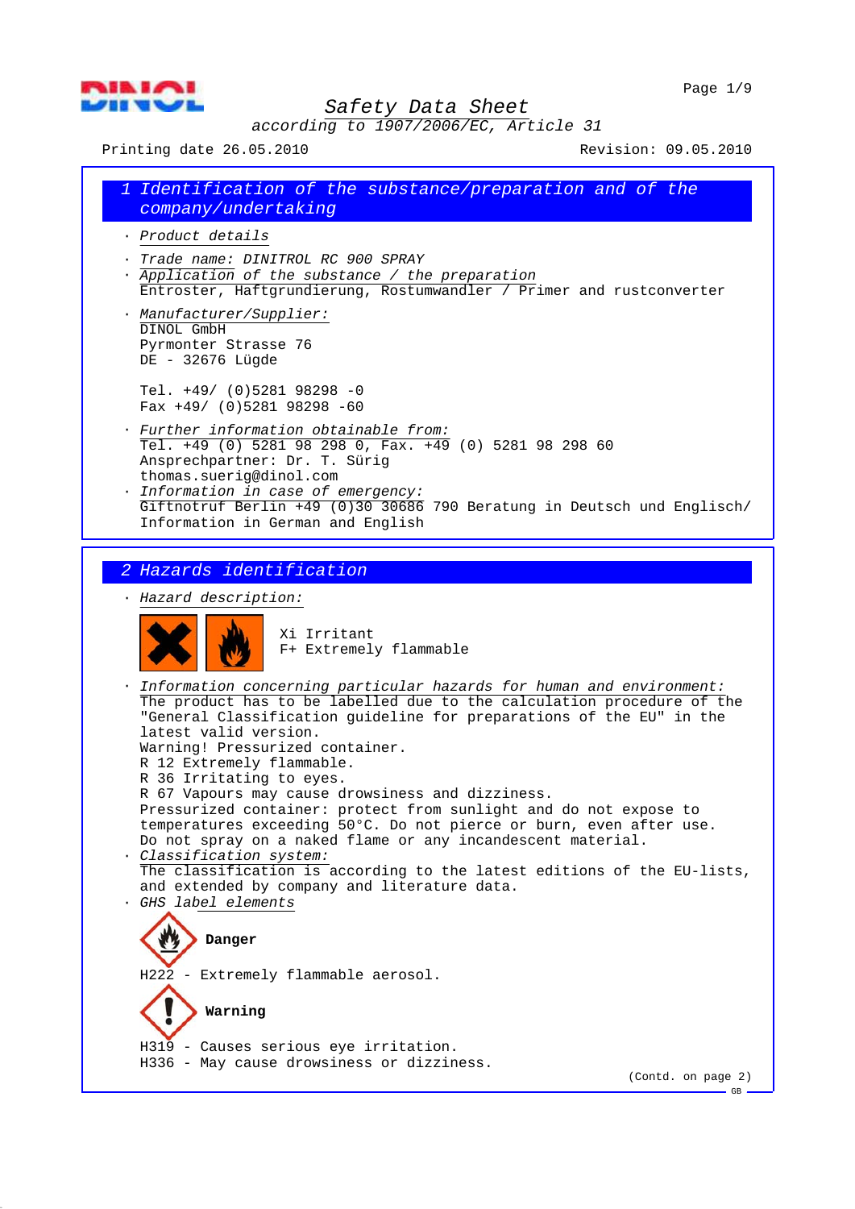# Safety Data Sheet

according to 1907/2006/EC, Article 31

Printing date 26.05.2010 Revision: 09.05.2010

## 1 Identification of the substance/preparation and of the company/undertaking

· *Product details*

· *Trade name:* DINITROL RC 900 SPRAY

· *Application of the substance / the preparation*
Entroster, Haftgrundierung, Rostumwandler / Primer and rustconverter

· *Manufacturer/Supplier:*
DINOL GmbH
Pyrmonter Strasse 76
DE - 32676 Lügde

Tel. +49/ (0)5281 98298 -0
Fax +49/ (0)5281 98298 -60

· *Further information obtainable from:*
Tel. +49 (0) 5281 98 298 0, Fax. +49 (0) 5281 98 298 60
Ansprechpartner: Dr. T. Sürig
thomas.suerig@dinol.com

· *Information in case of emergency:*
Giftnotruf Berlin +49 (0)30 30686 790 Beratung in Deutsch und Englisch/
Information in German and English

## 2 Hazards identification

· *Hazard description:*

Xi Irritant
F+ Extremely flammable

· *Information concerning particular hazards for human and environment:*
The product has to be labelled due to the calculation procedure of the "General Classification guideline for preparations of the EU" in the latest valid version.
Warning! Pressurized container.
R 12 Extremely flammable.
R 36 Irritating to eyes.
R 67 Vapours may cause drowsiness and dizziness.
Pressurized container: protect from sunlight and do not expose to temperatures exceeding 50°C. Do not pierce or burn, even after use.
Do not spray on a naked flame or any incandescent material.

· *Classification system:*
The classification is according to the latest editions of the EU-lists, and extended by company and literature data.

· *GHS label elements*

**Danger**

H222 - Extremely flammable aerosol.

**Warning**

H319 - Causes serious eye irritation.
H336 - May cause drowsiness or dizziness.

(Contd. on page 2)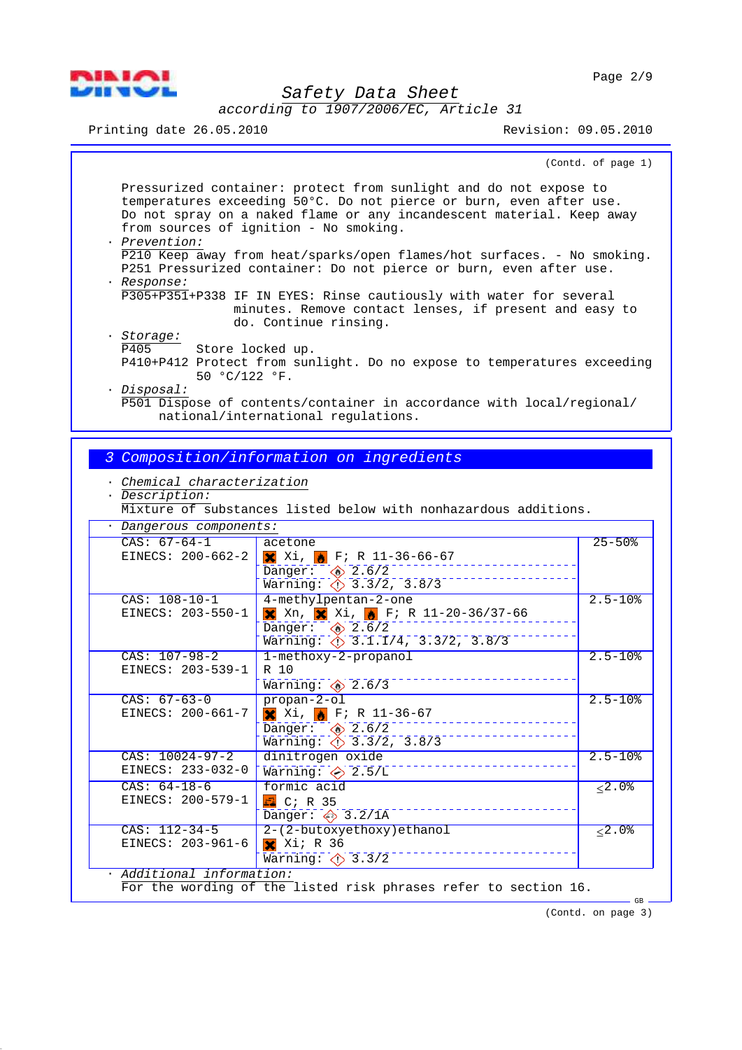(Contd. of page 1)

Pressurized container: protect from sunlight and do not expose to temperatures exceeding 50°C. Do not pierce or burn, even after use. Do not spray on a naked flame or any incandescent material. Keep away from sources of ignition - No smoking.

· *Prevention:*
P210 Keep away from heat/sparks/open flames/hot surfaces. - No smoking.
P251 Pressurized container: Do not pierce or burn, even after use.

· *Response:*
P305+P351+P338 IF IN EYES: Rinse cautiously with water for several minutes. Remove contact lenses, if present and easy to do. Continue rinsing.

· *Storage:*
P405 Store locked up.
P410+P412 Protect from sunlight. Do no expose to temperatures exceeding 50 °C/122 °F.

· *Disposal:*
P501 Dispose of contents/container in accordance with local/regional/ national/international regulations.

## 3 Composition/information on ingredients

· *Chemical characterization*
· *Description:*
Mixture of substances listed below with nonhazardous additions.

· *Dangerous components:*

| | | |
|---|---|---|
| CAS: 67-64-1<br>EINECS: 200-662-2 | acetone<br>Xi, F; R 11-36-66-67<br>Danger: 2.6/2<br>Warning: 3.3/2, 3.8/3 | 25-50% |
| CAS: 108-10-1<br>EINECS: 203-550-1 | 4-methylpentan-2-one<br>Xn, Xi, F; R 11-20-36/37-66<br>Danger: 2.6/2<br>Warning: 3.1.I/4, 3.3/2, 3.8/3 | 2.5-10% |
| CAS: 107-98-2<br>EINECS: 203-539-1 | 1-methoxy-2-propanol<br>R 10<br>Warning: 2.6/3 | 2.5-10% |
| CAS: 67-63-0<br>EINECS: 200-661-7 | propan-2-ol<br>Xi, F; R 11-36-67<br>Danger: 2.6/2<br>Warning: 3.3/2, 3.8/3 | 2.5-10% |
| CAS: 10024-97-2<br>EINECS: 233-032-0 | dinitrogen oxide<br>Warning: 2.5/L | 2.5-10% |
| CAS: 64-18-6<br>EINECS: 200-579-1 | formic acid<br>C; R 35<br>Danger: 3.2/1A | ≤2.0% |
| CAS: 112-34-5<br>EINECS: 203-961-6 | 2-(2-butoxyethoxy)ethanol<br>Xi; R 36<br>Warning: 3.3/2 | ≤2.0% |

· *Additional information:*
For the wording of the listed risk phrases refer to section 16.

(Contd. on page 3)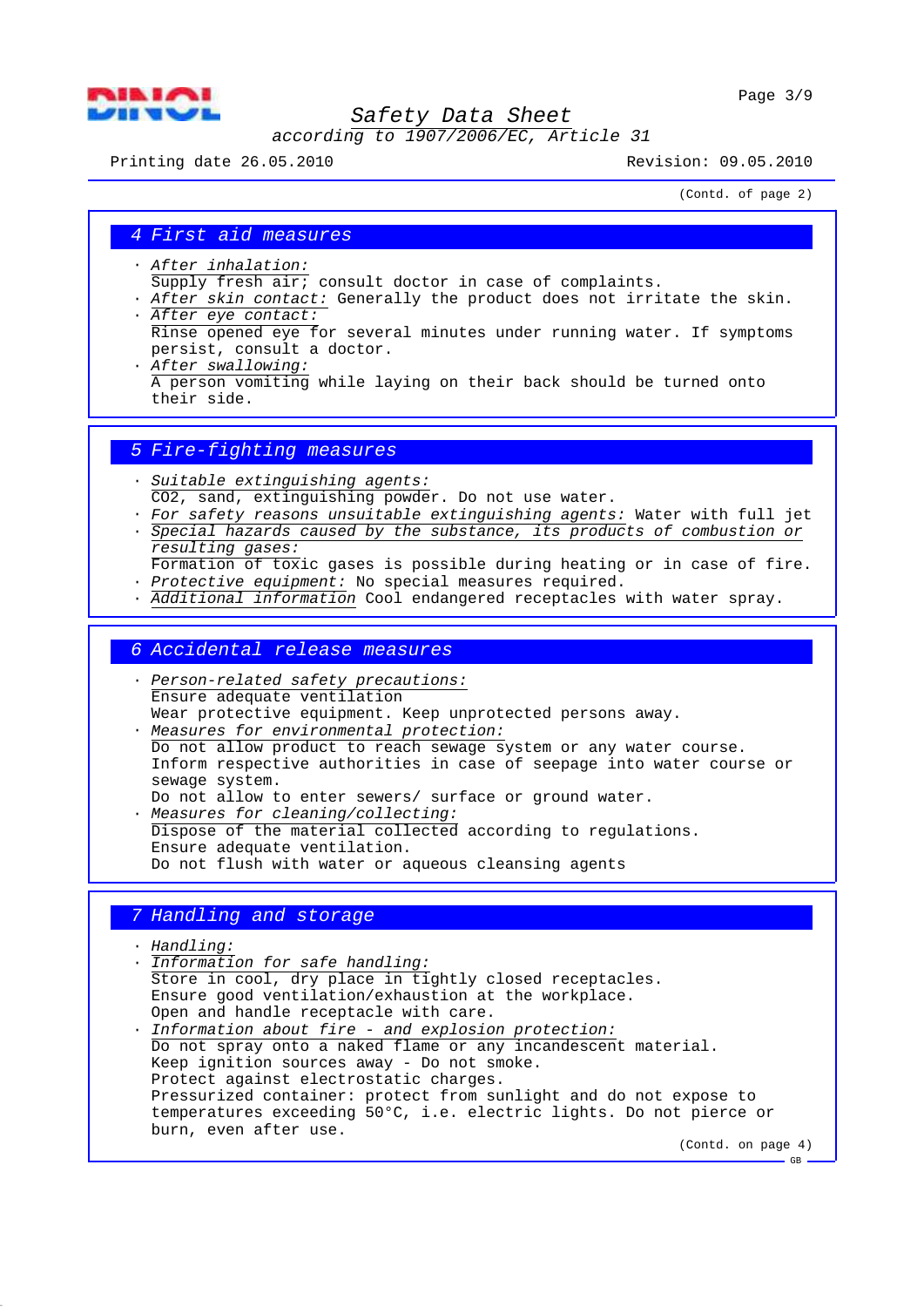(Contd. of page 2)

## 4 First aid measures

- *After inhalation:*
  Supply fresh air; consult doctor in case of complaints.
- *After skin contact:* Generally the product does not irritate the skin.
- *After eye contact:*
  Rinse opened eye for several minutes under running water. If symptoms persist, consult a doctor.
- *After swallowing:*
  A person vomiting while laying on their back should be turned onto their side.

## 5 Fire-fighting measures

- *Suitable extinguishing agents:*
  $CO_2$, sand, extinguishing powder. Do not use water.
- *For safety reasons unsuitable extinguishing agents:* Water with full jet
- *Special hazards caused by the substance, its products of combustion or resulting gases:*
  Formation of toxic gases is possible during heating or in case of fire.
- *Protective equipment:* No special measures required.
- *Additional information* Cool endangered receptacles with water spray.

## 6 Accidental release measures

- *Person-related safety precautions:*
  Ensure adequate ventilation
  Wear protective equipment. Keep unprotected persons away.
- *Measures for environmental protection:*
  Do not allow product to reach sewage system or any water course.
  Inform respective authorities in case of seepage into water course or sewage system.
  Do not allow to enter sewers/ surface or ground water.
- *Measures for cleaning/collecting:*
  Dispose of the material collected according to regulations.
  Ensure adequate ventilation.
  Do not flush with water or aqueous cleansing agents

## 7 Handling and storage

- *Handling:*
- *Information for safe handling:*
  Store in cool, dry place in tightly closed receptacles.
  Ensure good ventilation/exhaustion at the workplace.
  Open and handle receptacle with care.
- *Information about fire - and explosion protection:*
  Do not spray onto a naked flame or any incandescent material.
  Keep ignition sources away - Do not smoke.
  Protect against electrostatic charges.
  Pressurized container: protect from sunlight and do not expose to temperatures exceeding 50°C, i.e. electric lights. Do not pierce or burn, even after use.

(Contd. on page 4)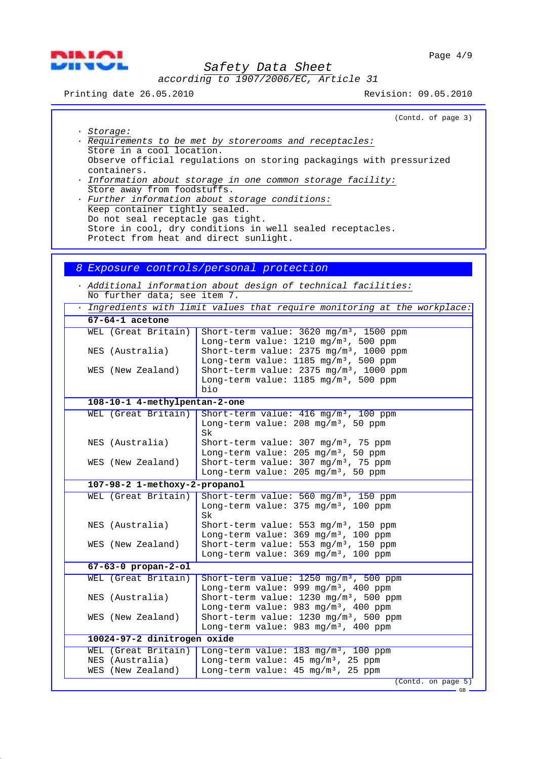(Contd. of page 3)

· *Storage:*
· *Requirements to be met by storerooms and receptacles:*
Store in a cool location.
Observe official regulations on storing packagings with pressurized containers.
· *Information about storage in one common storage facility:*
Store away from foodstuffs.
· *Further information about storage conditions:*
Keep container tightly sealed.
Do not seal receptacle gas tight.
Store in cool, dry conditions in well sealed receptacles.
Protect from heat and direct sunlight.

## *8 Exposure controls/personal protection*

· *Additional information about design of technical facilities:*
No further data; see item 7.

· *Ingredients with limit values that require monitoring at the workplace:*

| | |
|---|---|
| **67-64-1 acetone** | |
| WEL (Great Britain) | Short-term value: 3620 mg/m³, 1500 ppm<br>Long-term value: 1210 mg/m³, 500 ppm |
| NES (Australia) | Short-term value: 2375 mg/m³, 1000 ppm<br>Long-term value: 1185 mg/m³, 500 ppm |
| WES (New Zealand) | Short-term value: 2375 mg/m³, 1000 ppm<br>Long-term value: 1185 mg/m³, 500 ppm<br>bio |
| **108-10-1 4-methylpentan-2-one** | |
| WEL (Great Britain) | Short-term value: 416 mg/m³, 100 ppm<br>Long-term value: 208 mg/m³, 50 ppm<br>Sk |
| NES (Australia) | Short-term value: 307 mg/m³, 75 ppm<br>Long-term value: 205 mg/m³, 50 ppm |
| WES (New Zealand) | Short-term value: 307 mg/m³, 75 ppm<br>Long-term value: 205 mg/m³, 50 ppm |
| **107-98-2 1-methoxy-2-propanol** | |
| WEL (Great Britain) | Short-term value: 560 mg/m³, 150 ppm<br>Long-term value: 375 mg/m³, 100 ppm<br>Sk |
| NES (Australia) | Short-term value: 553 mg/m³, 150 ppm<br>Long-term value: 369 mg/m³, 100 ppm |
| WES (New Zealand) | Short-term value: 553 mg/m³, 150 ppm<br>Long-term value: 369 mg/m³, 100 ppm |
| **67-63-0 propan-2-ol** | |
| WEL (Great Britain) | Short-term value: 1250 mg/m³, 500 ppm<br>Long-term value: 999 mg/m³, 400 ppm |
| NES (Australia) | Short-term value: 1230 mg/m³, 500 ppm<br>Long-term value: 983 mg/m³, 400 ppm |
| WES (New Zealand) | Short-term value: 1230 mg/m³, 500 ppm<br>Long-term value: 983 mg/m³, 400 ppm |
| **10024-97-2 dinitrogen oxide** | |
| WEL (Great Britain) | Long-term value: 183 mg/m³, 100 ppm |
| NES (Australia) | Long-term value: 45 mg/m³, 25 ppm |
| WES (New Zealand) | Long-term value: 45 mg/m³, 25 ppm |

(Contd. on page 5)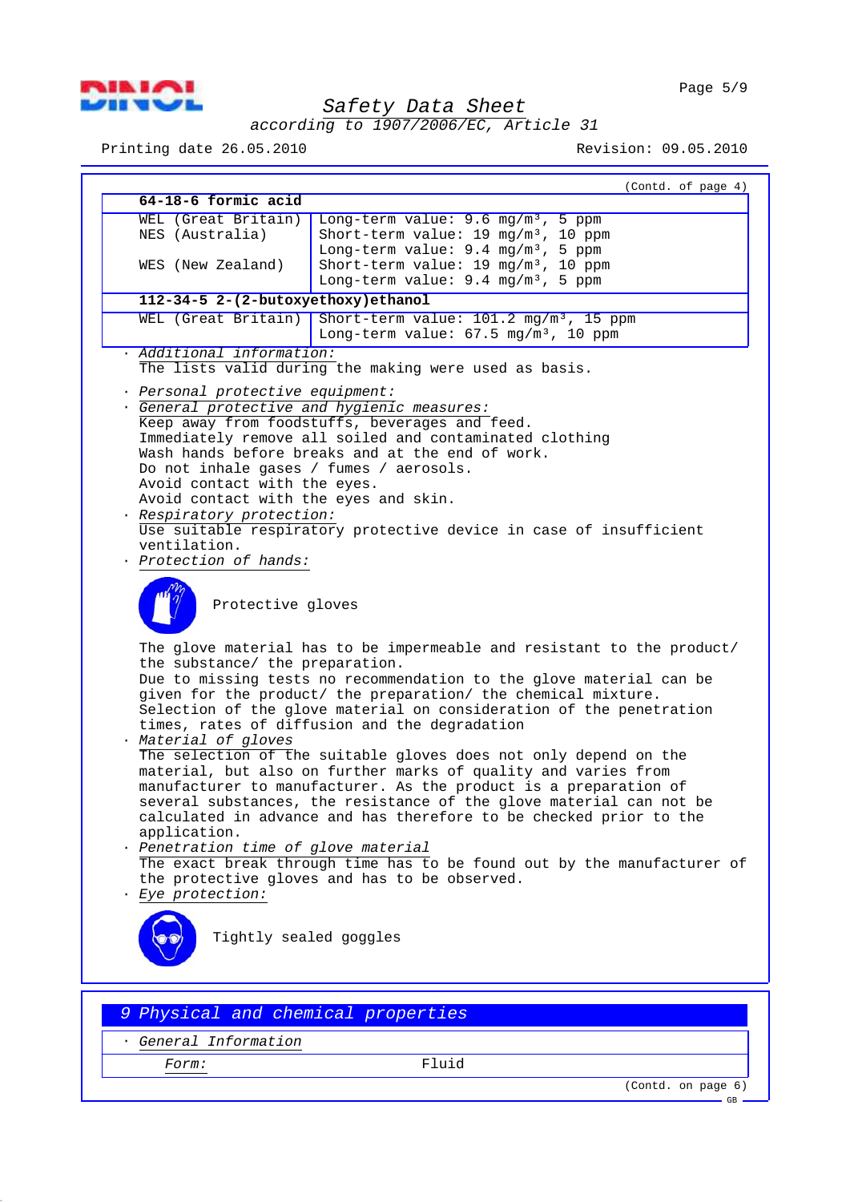(Contd. of page 4)

| | |
|---|---|
| **64-18-6 formic acid** | |
| WEL (Great Britain) | Long-term value: 9.6 mg/m³, 5 ppm |
| NES (Australia) | Short-term value: 19 mg/m³, 10 ppm<br>Long-term value: 9.4 mg/m³, 5 ppm |
| WES (New Zealand) | Short-term value: 19 mg/m³, 10 ppm<br>Long-term value: 9.4 mg/m³, 5 ppm |
| **112-34-5 2-(2-butoxyethoxy)ethanol** | |
| WEL (Great Britain) | Short-term value: 101.2 mg/m³, 15 ppm<br>Long-term value: 67.5 mg/m³, 10 ppm |

· *Additional information:*
The lists valid during the making were used as basis.

· *Personal protective equipment:*
· *General protective and hygienic measures:*
Keep away from foodstuffs, beverages and feed.
Immediately remove all soiled and contaminated clothing
Wash hands before breaks and at the end of work.
Do not inhale gases / fumes / aerosols.
Avoid contact with the eyes.
Avoid contact with the eyes and skin.
· *Respiratory protection:*
Use suitable respiratory protective device in case of insufficient ventilation.
· *Protection of hands:*

Protective gloves

The glove material has to be impermeable and resistant to the product/ the substance/ the preparation.
Due to missing tests no recommendation to the glove material can be given for the product/ the preparation/ the chemical mixture.
Selection of the glove material on consideration of the penetration times, rates of diffusion and the degradation
· *Material of gloves*
The selection of the suitable gloves does not only depend on the material, but also on further marks of quality and varies from manufacturer to manufacturer. As the product is a preparation of several substances, the resistance of the glove material can not be calculated in advance and has therefore to be checked prior to the application.
· *Penetration time of glove material*
The exact break through time has to be found out by the manufacturer of the protective gloves and has to be observed.
· *Eye protection:*

Tightly sealed goggles

## 9 Physical and chemical properties

· *General Information*

| | |
|---|---|
| *Form:* | Fluid |

(Contd. on page 6)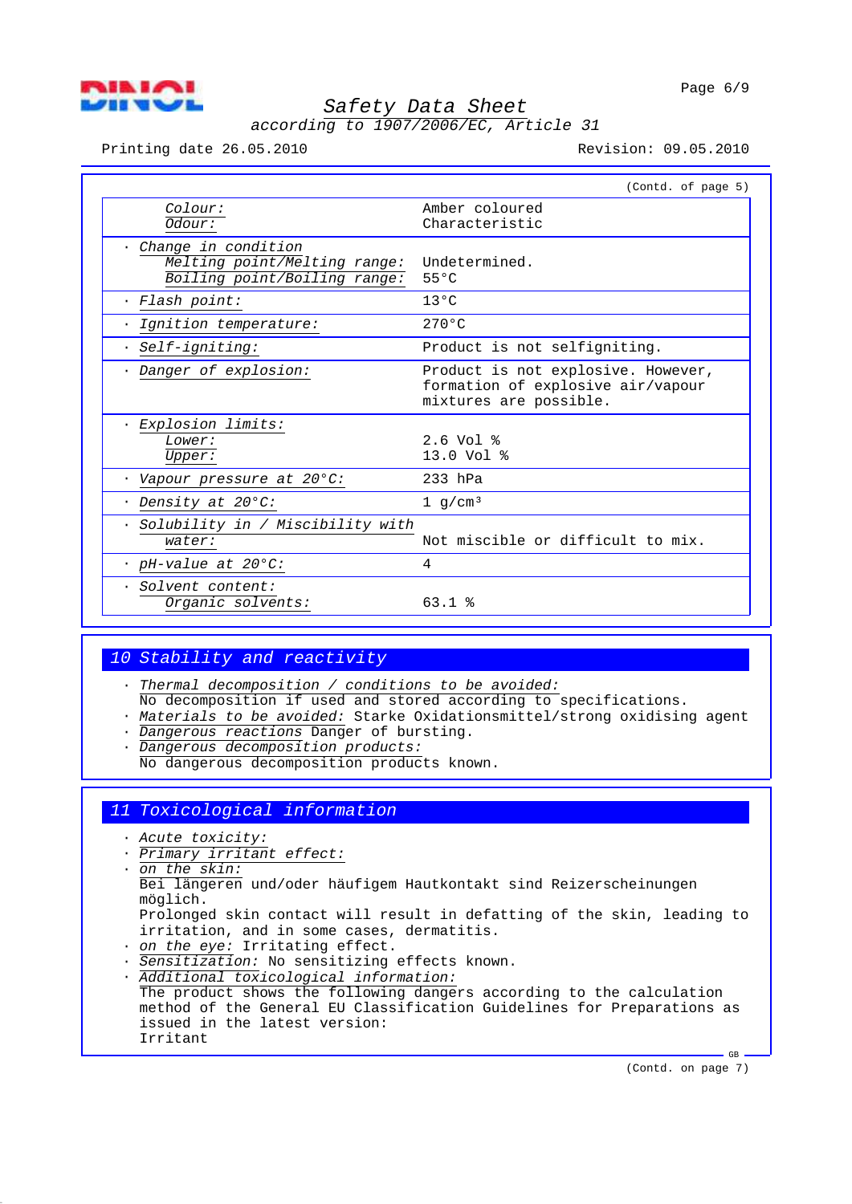(Contd. of page 5)

| | |
|---|---|
| *Colour:* | Amber coloured |
| *Odour:* | Characteristic |
| · *Change in condition* | |
| *Melting point/Melting range:* | Undetermined. |
| *Boiling point/Boiling range:* | 55°C |
| · *Flash point:* | 13°C |
| · *Ignition temperature:* | 270°C |
| · *Self-igniting:* | Product is not selfigniting. |
| · *Danger of explosion:* | Product is not explosive. However, formation of explosive air/vapour mixtures are possible. |
| · *Explosion limits:* | |
| *Lower:* | 2.6 Vol % |
| *Upper:* | 13.0 Vol % |
| · *Vapour pressure at 20°C:* | 233 hPa |
| · *Density at 20°C:* | 1 g/cm³ |
| · *Solubility in / Miscibility with water:* | Not miscible or difficult to mix. |
| · *pH-value at 20°C:* | 4 |
| · *Solvent content:* | |
| *Organic solvents:* | 63.1 % |

## 10 Stability and reactivity

- *Thermal decomposition / conditions to be avoided:*
  No decomposition if used and stored according to specifications.
- *Materials to be avoided:* Starke Oxidationsmittel/strong oxidising agent
- *Dangerous reactions* Danger of bursting.
- *Dangerous decomposition products:*
  No dangerous decomposition products known.

## 11 Toxicological information

- *Acute toxicity:*
- *Primary irritant effect:*
- *on the skin:*
  Bei längeren und/oder häufigem Hautkontakt sind Reizerscheinungen möglich.
  Prolonged skin contact will result in defatting of the skin, leading to irritation, and in some cases, dermatitis.
- *on the eye:* Irritating effect.
- *Sensitization:* No sensitizing effects known.
- *Additional toxicological information:*
  The product shows the following dangers according to the calculation method of the General EU Classification Guidelines for Preparations as issued in the latest version:
  Irritant

(Contd. on page 7)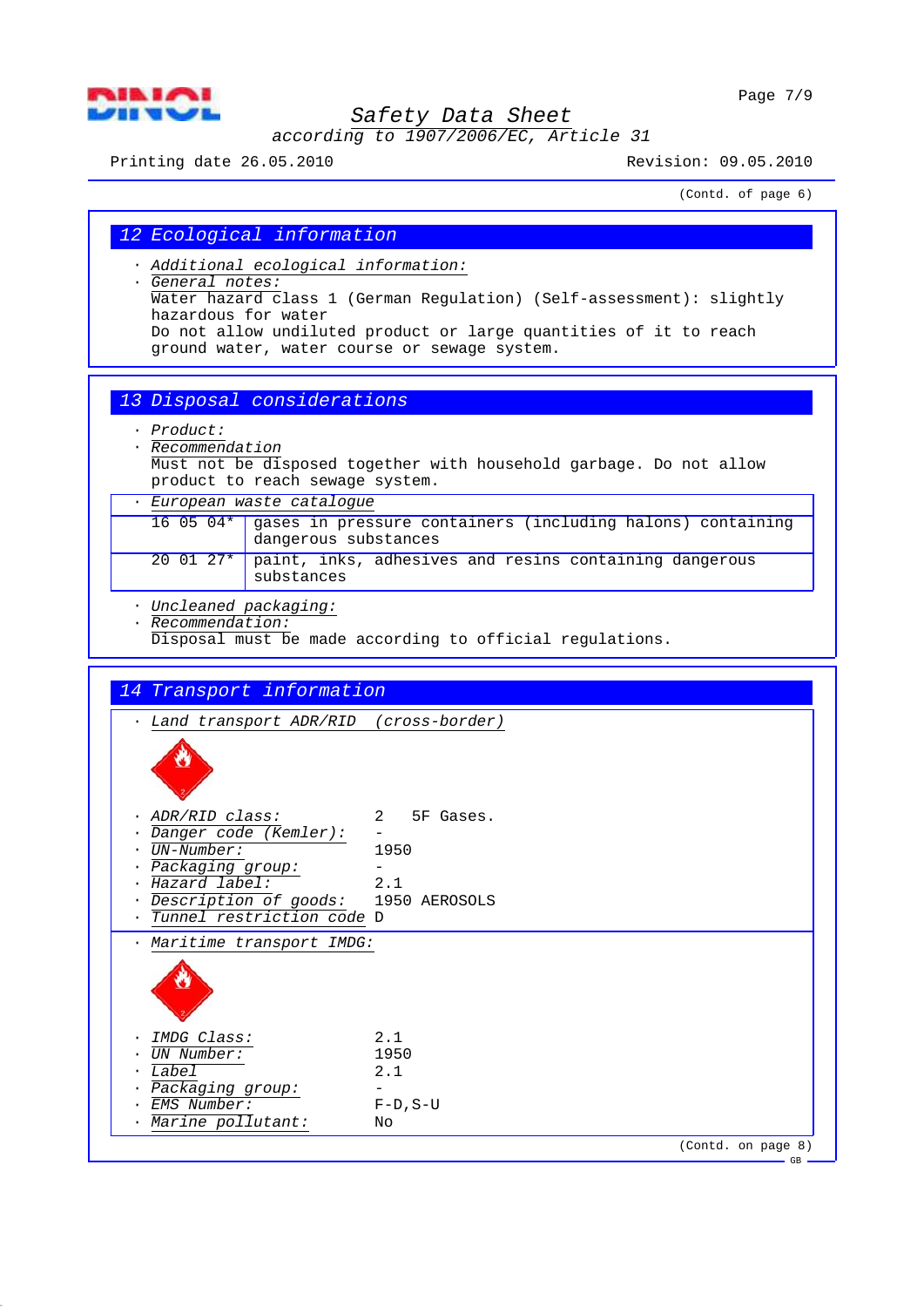(Contd. of page 6)

## 12 Ecological information

- *Additional ecological information:*
- *General notes:*
  Water hazard class 1 (German Regulation) (Self-assessment): slightly hazardous for water
  Do not allow undiluted product or large quantities of it to reach ground water, water course or sewage system.

## 13 Disposal considerations

- *Product:*
- *Recommendation*
  Must not be disposed together with household garbage. Do not allow product to reach sewage system.

- *European waste catalogue*

| | |
|---|---|
| 16 05 04* | gases in pressure containers (including halons) containing dangerous substances |
| 20 01 27* | paint, inks, adhesives and resins containing dangerous substances |

- *Uncleaned packaging:*
- *Recommendation:*
  Disposal must be made according to official regulations.

## 14 Transport information

- *Land transport ADR/RID (cross-border)*

- *ADR/RID class:* 2 5F Gases.
- *Danger code (Kemler):* -
- *UN-Number:* 1950
- *Packaging group:* -
- *Hazard label:* 2.1
- *Description of goods:* 1950 AEROSOLS
- *Tunnel restriction code* D

- *Maritime transport IMDG:*

- *IMDG Class:* 2.1
- *UN Number:* 1950
- *Label* 2.1
- *Packaging group:* -
- *EMS Number:* F-D,S-U
- *Marine pollutant:* No

(Contd. on page 8)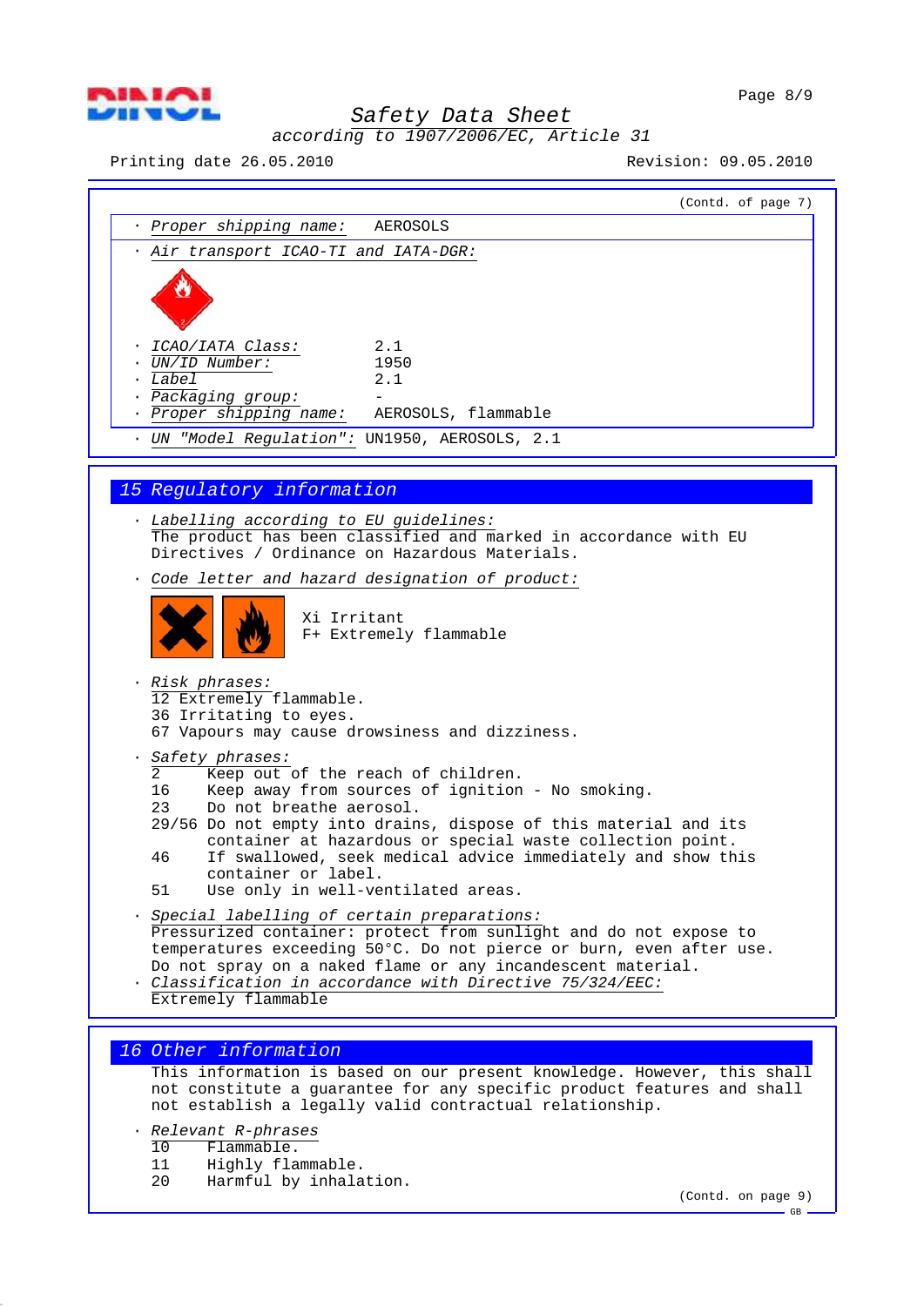(Contd. of page 7)

· *Proper shipping name:* AEROSOLS

· *Air transport ICAO-TI and IATA-DGR:*

· *ICAO/IATA Class:* 2.1
· *UN/ID Number:* 1950
· *Label* 2.1
· *Packaging group:* -
· *Proper shipping name:* AEROSOLS, flammable

· *UN "Model Regulation":* UN1950, AEROSOLS, 2.1

## 15 Regulatory information

· *Labelling according to EU guidelines:*
The product has been classified and marked in accordance with EU Directives / Ordinance on Hazardous Materials.

· *Code letter and hazard designation of product:*

Xi Irritant
F+ Extremely flammable

· *Risk phrases:*
12 Extremely flammable.
36 Irritating to eyes.
67 Vapours may cause drowsiness and dizziness.

· *Safety phrases:*
2 Keep out of the reach of children.
16 Keep away from sources of ignition - No smoking.
23 Do not breathe aerosol.
29/56 Do not empty into drains, dispose of this material and its container at hazardous or special waste collection point.
46 If swallowed, seek medical advice immediately and show this container or label.
51 Use only in well-ventilated areas.

· *Special labelling of certain preparations:*
Pressurized container: protect from sunlight and do not expose to temperatures exceeding 50°C. Do not pierce or burn, even after use. Do not spray on a naked flame or any incandescent material.

· *Classification in accordance with Directive 75/324/EEC:*
Extremely flammable

## 16 Other information

This information is based on our present knowledge. However, this shall not constitute a guarantee for any specific product features and shall not establish a legally valid contractual relationship.

· *Relevant R-phrases*
10 Flammable.
11 Highly flammable.
20 Harmful by inhalation.

(Contd. on page 9)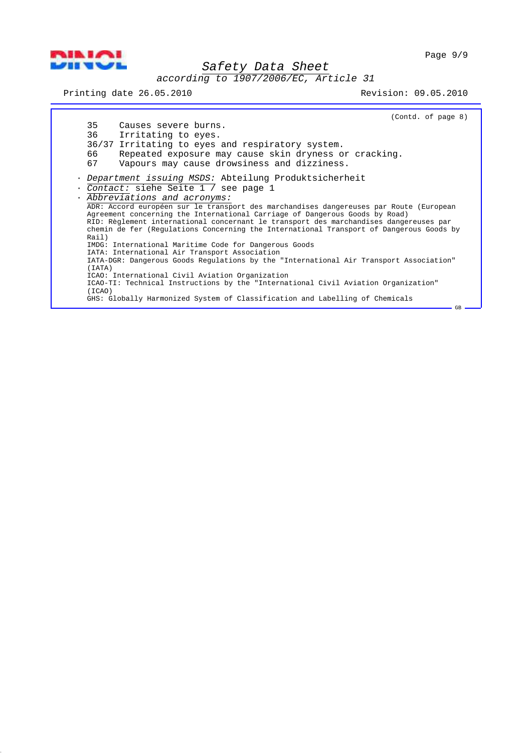(Contd. of page 8)

35 Causes severe burns.
36 Irritating to eyes.
36/37 Irritating to eyes and respiratory system.
66 Repeated exposure may cause skin dryness or cracking.
67 Vapours may cause drowsiness and dizziness.

· *Department issuing MSDS:* Abteilung Produktsicherheit
· *Contact:* siehe Seite 1 / see page 1
· *Abbreviations and acronyms:*
ADR: Accord européen sur le transport des marchandises dangereuses par Route (European Agreement concerning the International Carriage of Dangerous Goods by Road)
RID: Règlement international concernant le transport des marchandises dangereuses par chemin de fer (Regulations Concerning the International Transport of Dangerous Goods by Rail)
IMDG: International Maritime Code for Dangerous Goods
IATA: International Air Transport Association
IATA-DGR: Dangerous Goods Regulations by the "International Air Transport Association" (IATA)
ICAO: International Civil Aviation Organization
ICAO-TI: Technical Instructions by the "International Civil Aviation Organization" (ICAO)
GHS: Globally Harmonized System of Classification and Labelling of Chemicals

GB